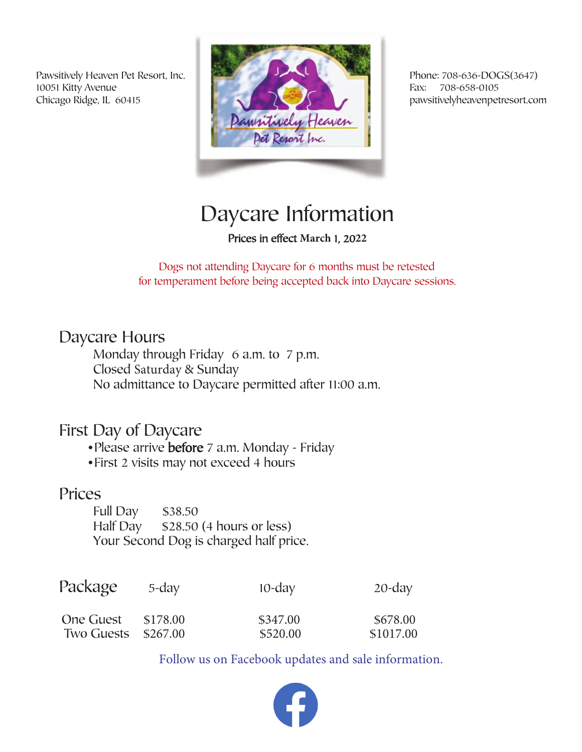Pawsitively Heaven Pet Resort, Inc.
10051 Kitty Avenue
Chicago Ridge, IL 60415

Phone: 708-636-DOGS(3647)
Fax: 708-658-0105
pawsitivelyheavenpetresort.com

# Daycare Information

Prices in effect March 1, 2022

Dogs not attending Daycare for 6 months must be retested
for temperament before being accepted back into Daycare sessions.

## Daycare Hours

Monday through Friday 6 a.m. to 7 p.m.
Closed Saturday & Sunday
No admittance to Daycare permitted after 11:00 a.m.

## First Day of Daycare

- Please arrive **before** 7 a.m. Monday - Friday
- First 2 visits may not exceed 4 hours

## Prices

Full Day $38.50
Half Day $28.50 (4 hours or less)
Your Second Dog is charged half price.

| Package | 5-day | 10-day | 20-day |
|---|---|---|---|
| One Guest | $178.00 | $347.00 | $678.00 |
| Two Guests | $267.00 | $520.00 | $1017.00 |

Follow us on Facebook updates and sale information.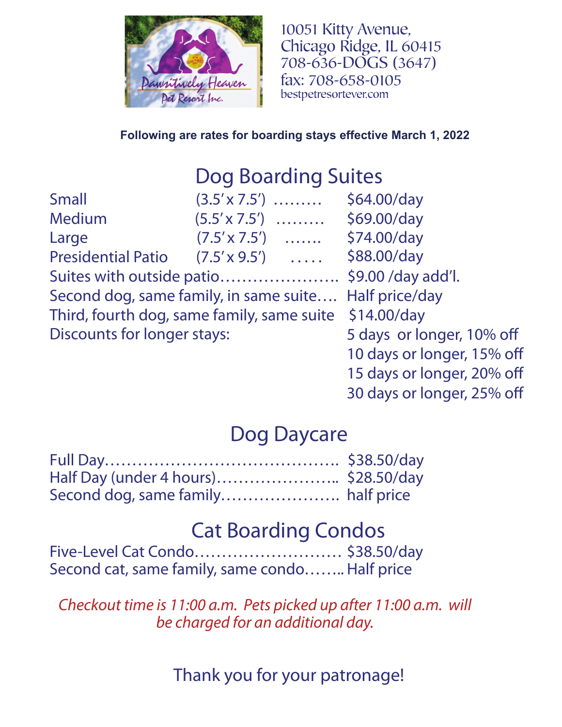Pawsitively Heaven Pet Resort Inc.

10051 Kitty Avenue,
Chicago Ridge, IL 60415
708-636-DOGS (3647)
fax: 708-658-0105
bestpetresortever.com

**Following are rates for boarding stays effective March 1, 2022**

## Dog Boarding Suites

| | | |
|---|---|---|
| Small | (3.5′ x 7.5′) | $64.00/day |
| Medium | (5.5′ x 7.5′) | $69.00/day |
| Large | (7.5′ x 7.5′) | $74.00/day |
| Presidential Patio | (7.5′ x 9.5′) | $88.00/day |
| Suites with outside patio | | $9.00 /day add'l. |
| Second dog, same family, in same suite | | Half price/day |
| Third, fourth dog, same family, same suite | | $14.00/day |
| Discounts for longer stays: | | 5 days or longer, 10% off |
| | | 10 days or longer, 15% off |
| | | 15 days or longer, 20% off |
| | | 30 days or longer, 25% off |

## Dog Daycare

| | |
|---|---|
| Full Day | $38.50/day |
| Half Day (under 4 hours) | $28.50/day |
| Second dog, same family | half price |

## Cat Boarding Condos

| | |
|---|---|
| Five-Level Cat Condo | $38.50/day |
| Second cat, same family, same condo | Half price |

*Checkout time is 11:00 a.m. Pets picked up after 11:00 a.m. will be charged for an additional day.*

Thank you for your patronage!